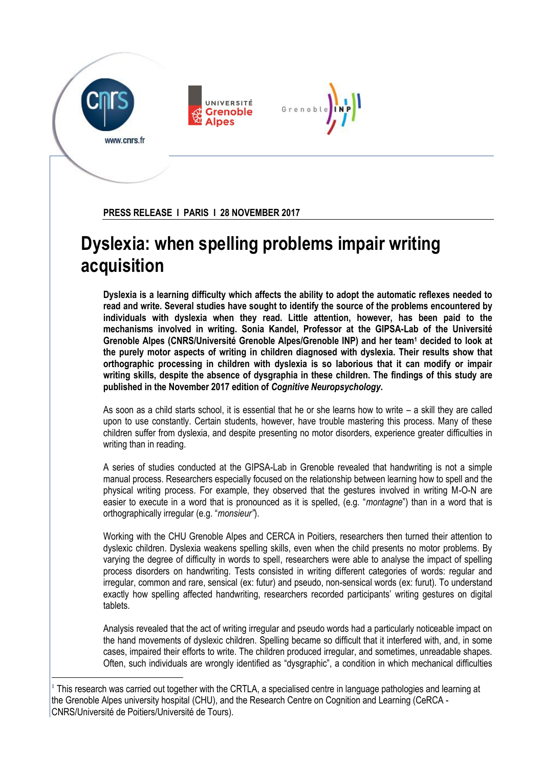**PRESS RELEASE I PARIS I 28 NOVEMBER 2017**

# Dyslexia: when spelling problems impair writing acquisition

**Dyslexia is a learning difficulty which affects the ability to adopt the automatic reflexes needed to read and write. Several studies have sought to identify the source of the problems encountered by individuals with dyslexia when they read. Little attention, however, has been paid to the mechanisms involved in writing. Sonia Kandel, Professor at the GIPSA-Lab of the Université Grenoble Alpes (CNRS/Université Grenoble Alpes/Grenoble INP) and her team[1] decided to look at the purely motor aspects of writing in children diagnosed with dyslexia. Their results show that orthographic processing in children with dyslexia is so laborious that it can modify or impair writing skills, despite the absence of dysgraphia in these children. The findings of this study are published in the November 2017 edition of *Cognitive Neuropsychology*.**

As soon as a child starts school, it is essential that he or she learns how to write – a skill they are called upon to use constantly. Certain students, however, have trouble mastering this process. Many of these children suffer from dyslexia, and despite presenting no motor disorders, experience greater difficulties in writing than in reading.

A series of studies conducted at the GIPSA-Lab in Grenoble revealed that handwriting is not a simple manual process. Researchers especially focused on the relationship between learning how to spell and the physical writing process. For example, they observed that the gestures involved in writing M-O-N are easier to execute in a word that is pronounced as it is spelled, (e.g. "*montagne*") than in a word that is orthographically irregular (e.g. "*monsieur*").

Working with the CHU Grenoble Alpes and CERCA in Poitiers, researchers then turned their attention to dyslexic children. Dyslexia weakens spelling skills, even when the child presents no motor problems. By varying the degree of difficulty in words to spell, researchers were able to analyse the impact of spelling process disorders on handwriting. Tests consisted in writing different categories of words: regular and irregular, common and rare, sensical (ex: futur) and pseudo, non-sensical words (ex: furut). To understand exactly how spelling affected handwriting, researchers recorded participants' writing gestures on digital tablets.

Analysis revealed that the act of writing irregular and pseudo words had a particularly noticeable impact on the hand movements of dyslexic children. Spelling became so difficult that it interfered with, and, in some cases, impaired their efforts to write. The children produced irregular, and sometimes, unreadable shapes. Often, such individuals are wrongly identified as "dysgraphic", a condition in which mechanical difficulties

[1] This research was carried out together with the CRTLA, a specialised centre in language pathologies and learning at the Grenoble Alpes university hospital (CHU), and the Research Centre on Cognition and Learning (CeRCA - CNRS/Université de Poitiers/Université de Tours).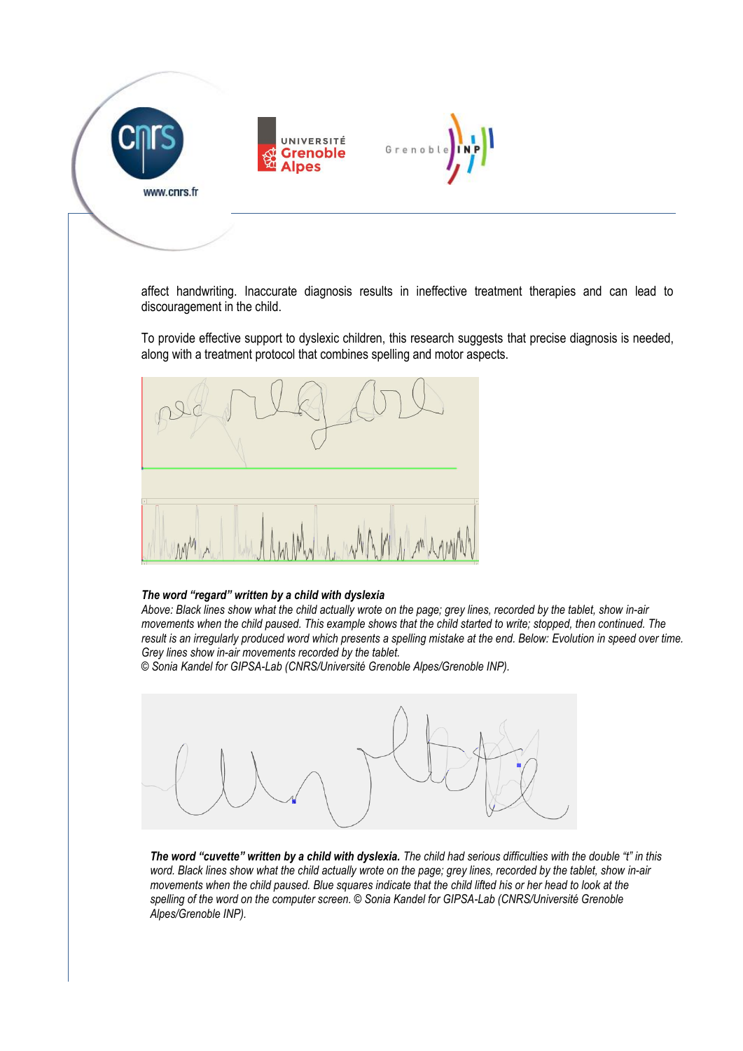affect handwriting. Inaccurate diagnosis results in ineffective treatment therapies and can lead to discouragement in the child.

To provide effective support to dyslexic children, this research suggests that precise diagnosis is needed, along with a treatment protocol that combines spelling and motor aspects.

***The word "regard" written by a child with dyslexia***
*Above: Black lines show what the child actually wrote on the page; grey lines, recorded by the tablet, show in-air movements when the child paused. This example shows that the child started to write; stopped, then continued. The result is an irregularly produced word which presents a spelling mistake at the end. Below: Evolution in speed over time. Grey lines show in-air movements recorded by the tablet.*
*© Sonia Kandel for GIPSA-Lab (CNRS/Université Grenoble Alpes/Grenoble INP).*

***The word "cuvette" written by a child with dyslexia.*** *The child had serious difficulties with the double "t" in this word. Black lines show what the child actually wrote on the page; grey lines, recorded by the tablet, show in-air movements when the child paused. Blue squares indicate that the child lifted his or her head to look at the spelling of the word on the computer screen. © Sonia Kandel for GIPSA-Lab (CNRS/Université Grenoble Alpes/Grenoble INP).*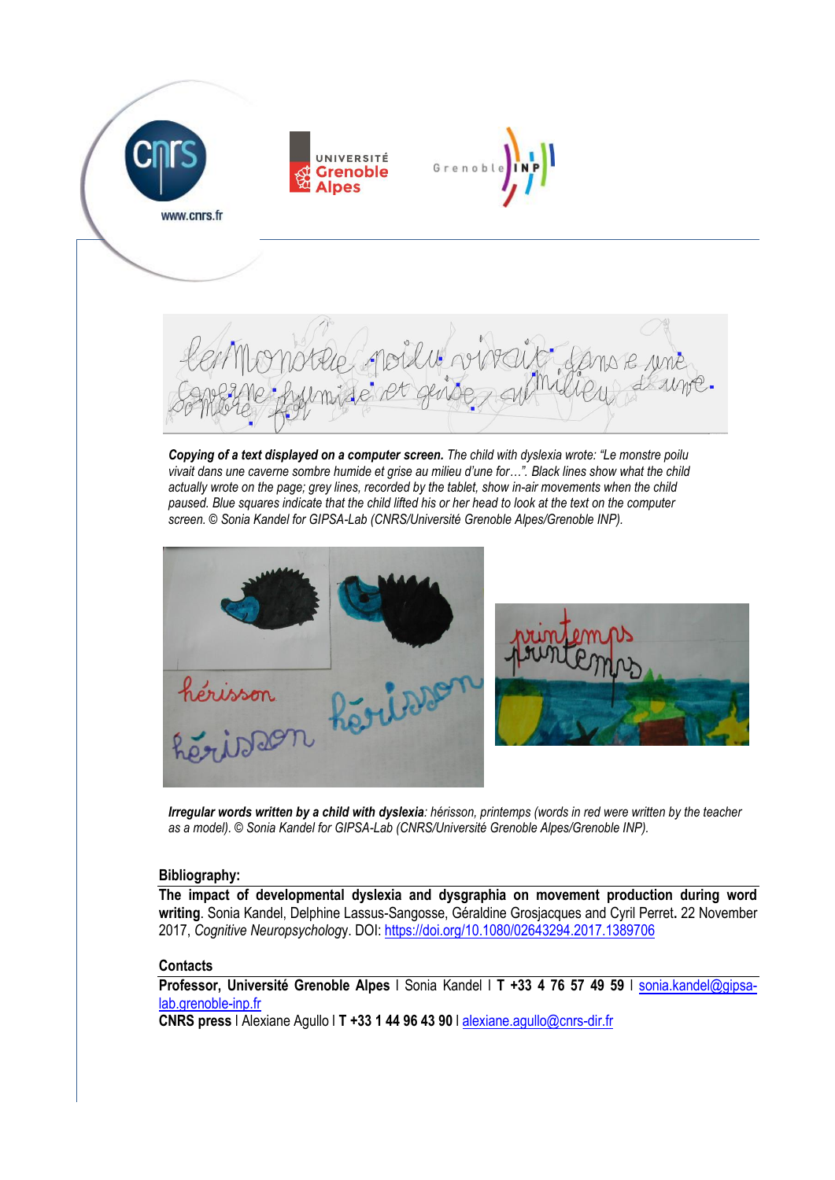***Copying of a text displayed on a computer screen.*** *The child with dyslexia wrote: "Le monstre poilu vivait dans une caverne sombre humide et grise au milieu d'une for…". Black lines show what the child actually wrote on the page; grey lines, recorded by the tablet, show in-air movements when the child paused. Blue squares indicate that the child lifted his or her head to look at the text on the computer screen. © Sonia Kandel for GIPSA-Lab (CNRS/Université Grenoble Alpes/Grenoble INP).*

***Irregular words written by a child with dyslexia****: hérisson, printemps (words in red were written by the teacher as a model). © Sonia Kandel for GIPSA-Lab (CNRS/Université Grenoble Alpes/Grenoble INP).*

**Bibliography:**

**The impact of developmental dyslexia and dysgraphia on movement production during word writing**. Sonia Kandel, Delphine Lassus-Sangosse, Géraldine Grosjacques and Cyril Perret**.** 22 November 2017, *Cognitive Neuropsychology*. DOI: https://doi.org/10.1080/02643294.2017.1389706

**Contacts**

**Professor, Université Grenoble Alpes** I Sonia Kandel I **T +33 4 76 57 49 59** I sonia.kandel@gipsa-lab.grenoble-inp.fr

**CNRS press** I Alexiane Agullo I **T +33 1 44 96 43 90** I alexiane.agullo@cnrs-dir.fr